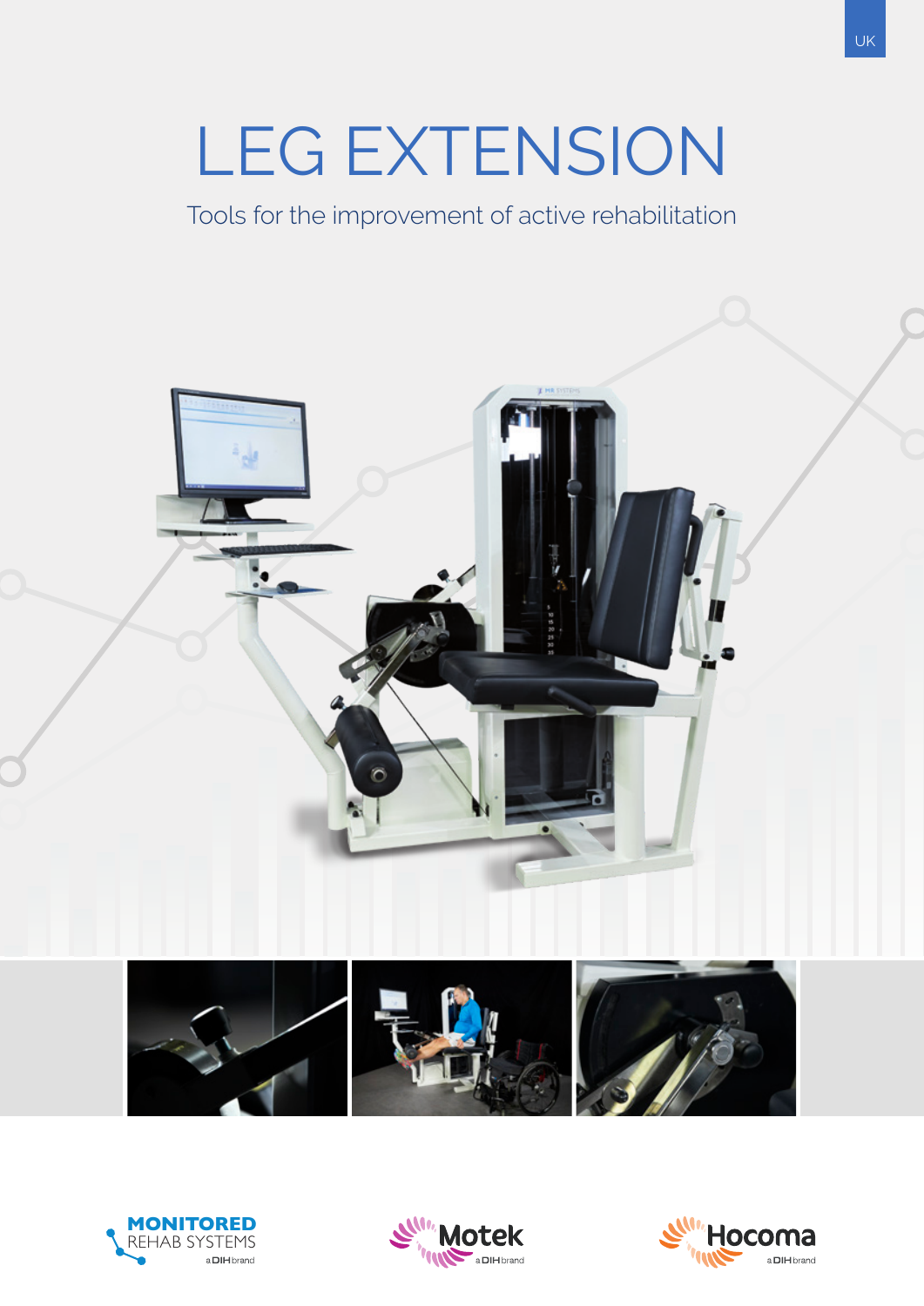UK

# LEG EXTENSION

Tools for the improvement of active rehabilitation

MONITORED REHAB SYSTEMS a DIH brand

Motek a DIH brand

Hocoma a DIH brand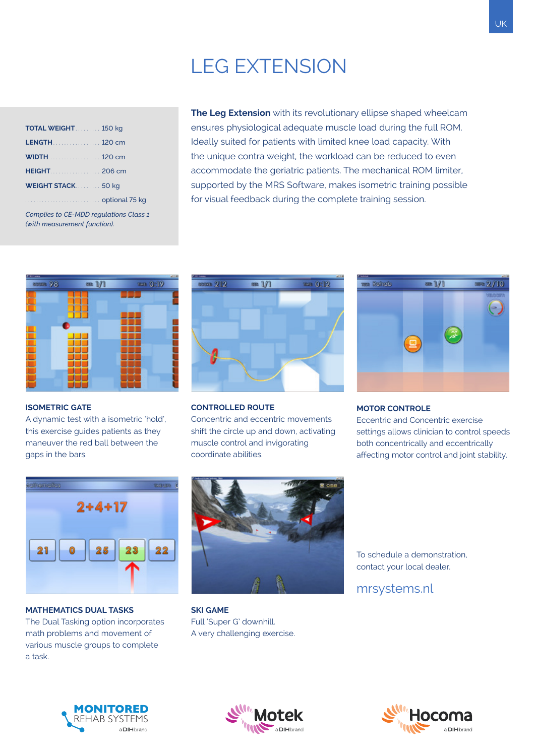UK

# LEG EXTENSION

| | |
|---|---|
| **TOTAL WEIGHT** | 150 kg |
| **LENGTH** | 120 cm |
| **WIDTH** | 120 cm |
| **HEIGHT** | 206 cm |
| **WEIGHT STACK** | 50 kg |
| | optional 75 kg |

*Complies to CE-MDD regulations Class 1 (with measurement function).*

**The Leg Extension** with its revolutionary ellipse shaped wheelcam ensures physiological adequate muscle load during the full ROM. Ideally suited for patients with limited knee load capacity. With the unique contra weight, the workload can be reduced to even accommodate the geriatric patients. The mechanical ROM limiter, supported by the MRS Software, makes isometric training possible for visual feedback during the complete training session.

**ISOMETRIC GATE**
A dynamic test with a isometric 'hold', this exercise guides patients as they maneuver the red ball between the gaps in the bars.

**CONTROLLED ROUTE**
Concentric and eccentric movements shift the circle up and down, activating muscle control and invigorating coordinate abilities.

**MOTOR CONTROLE**
Eccentric and Concentric exercise settings allows clinician to control speeds both concentrically and eccentrically affecting motor control and joint stability.

**MATHEMATICS DUAL TASKS**
The Dual Tasking option incorporates math problems and movement of various muscle groups to complete a task.

**SKI GAME**
Full 'Super G' downhill.
A very challenging exercise.

To schedule a demonstration, contact your local dealer.

mrsystems.nl

MONITORED REHAB SYSTEMS a DIH brand · Motek a DIH brand · Hocoma a DIH brand